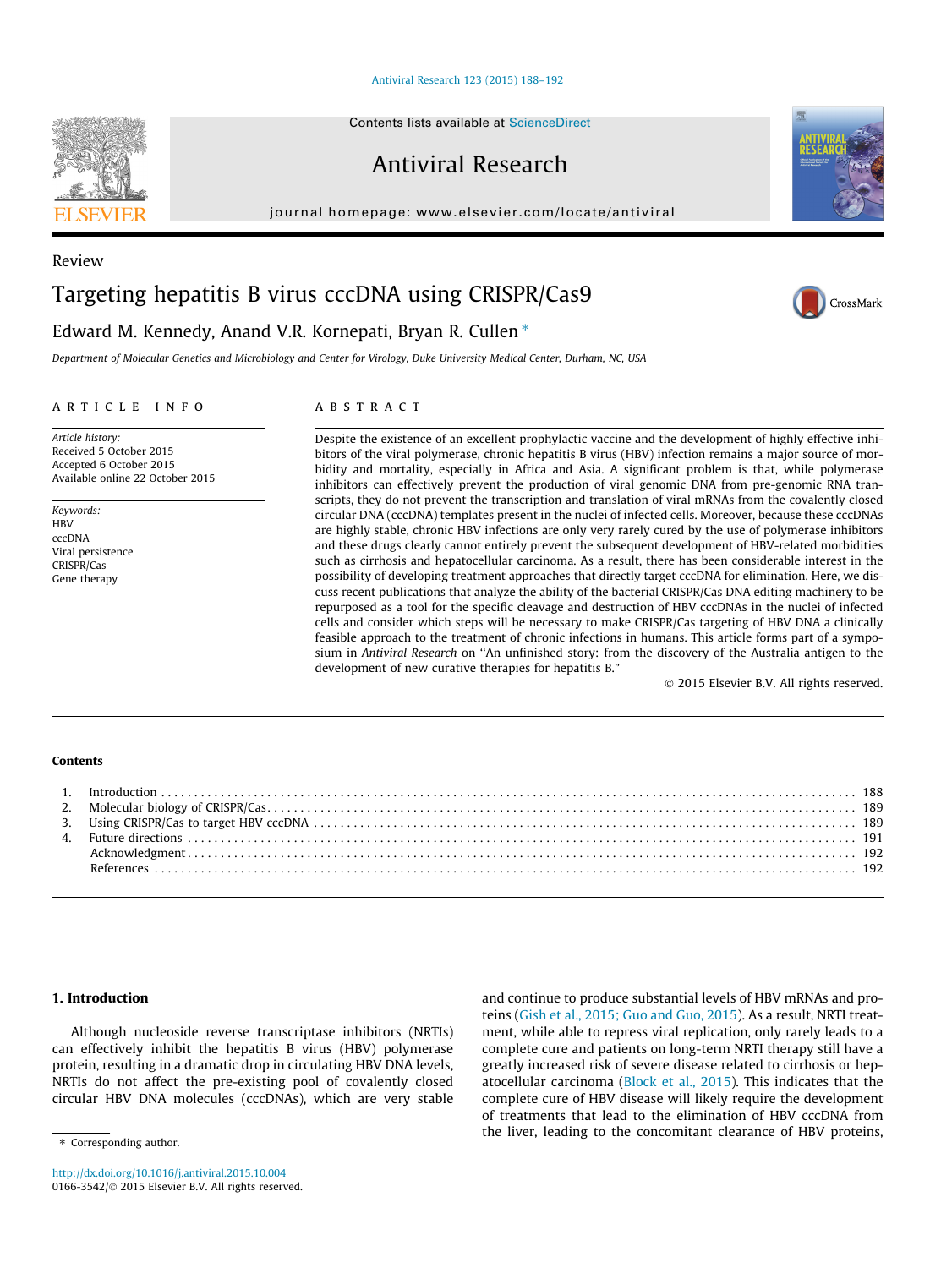Review

# Targeting hepatitis B virus cccDNA using CRISPR/Cas9

Edward M. Kennedy, Anand V.R. Kornepati, Bryan R. Cullen *

*Department of Molecular Genetics and Microbiology and Center for Virology, Duke University Medical Center, Durham, NC, USA*

ARTICLE INFO

*Article history:*
Received 5 October 2015
Accepted 6 October 2015
Available online 22 October 2015

*Keywords:*
HBV
cccDNA
Viral persistence
CRISPR/Cas
Gene therapy

ABSTRACT

Despite the existence of an excellent prophylactic vaccine and the development of highly effective inhibitors of the viral polymerase, chronic hepatitis B virus (HBV) infection remains a major source of morbidity and mortality, especially in Africa and Asia. A significant problem is that, while polymerase inhibitors can effectively prevent the production of viral genomic DNA from pre-genomic RNA transcripts, they do not prevent the transcription and translation of viral mRNAs from the covalently closed circular DNA (cccDNA) templates present in the nuclei of infected cells. Moreover, because these cccDNAs are highly stable, chronic HBV infections are only very rarely cured by the use of polymerase inhibitors and these drugs clearly cannot entirely prevent the subsequent development of HBV-related morbidities such as cirrhosis and hepatocellular carcinoma. As a result, there has been considerable interest in the possibility of developing treatment approaches that directly target cccDNA for elimination. Here, we discuss recent publications that analyze the ability of the bacterial CRISPR/Cas DNA editing machinery to be repurposed as a tool for the specific cleavage and destruction of HBV cccDNAs in the nuclei of infected cells and consider which steps will be necessary to make CRISPR/Cas targeting of HBV DNA a clinically feasible approach to the treatment of chronic infections in humans. This article forms part of a symposium in *Antiviral Research* on "An unfinished story: from the discovery of the Australia antigen to the development of new curative therapies for hepatitis B."

© 2015 Elsevier B.V. All rights reserved.

**Contents**

1. Introduction . . . 188
2. Molecular biology of CRISPR/Cas . . . 189
3. Using CRISPR/Cas to target HBV cccDNA . . . 189
4. Future directions . . . 191

   Acknowledgment . . . 192

   References . . . 192

## 1. Introduction

Although nucleoside reverse transcriptase inhibitors (NRTIs) can effectively inhibit the hepatitis B virus (HBV) polymerase protein, resulting in a dramatic drop in circulating HBV DNA levels, NRTIs do not affect the pre-existing pool of covalently closed circular HBV DNA molecules (cccDNAs), which are very stable and continue to produce substantial levels of HBV mRNAs and proteins (Gish et al., 2015; Guo and Guo, 2015). As a result, NRTI treatment, while able to repress viral replication, only rarely leads to a complete cure and patients on long-term NRTI therapy still have a greatly increased risk of severe disease related to cirrhosis or hepatocellular carcinoma (Block et al., 2015). This indicates that the complete cure of HBV disease will likely require the development of treatments that lead to the elimination of HBV cccDNA from the liver, leading to the concomitant clearance of HBV proteins,

* Corresponding author.

http://dx.doi.org/10.1016/j.antiviral.2015.10.004
0166-3542/© 2015 Elsevier B.V. All rights reserved.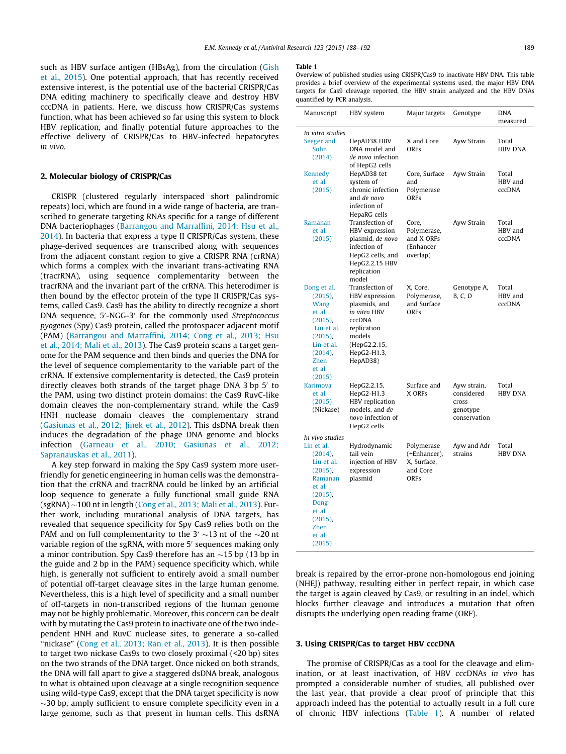such as HBV surface antigen (HBsAg), from the circulation (Gish et al., 2015). One potential approach, that has recently received extensive interest, is the potential use of the bacterial CRISPR/Cas DNA editing machinery to specifically cleave and destroy HBV cccDNA in patients. Here, we discuss how CRISPR/Cas systems function, what has been achieved so far using this system to block HBV replication, and finally potential future approaches to the effective delivery of CRISPR/Cas to HBV-infected hepatocytes *in vivo*.

## 2. Molecular biology of CRISPR/Cas

CRISPR (clustered regularly interspaced short palindromic repeats) loci, which are found in a wide range of bacteria, are transcribed to generate targeting RNAs specific for a range of different DNA bacteriophages (Barrangou and Marraffini, 2014; Hsu et al., 2014). In bacteria that express a type II CRISPR/Cas system, these phage-derived sequences are transcribed along with sequences from the adjacent constant region to give a CRISPR RNA (crRNA) which forms a complex with the invariant trans-activating RNA (tracrRNA), using sequence complementarity between the tracrRNA and the invariant part of the crRNA. This heterodimer is then bound by the effector protein of the type II CRISPR/Cas systems, called Cas9. Cas9 has the ability to directly recognize a short DNA sequence, 5′-NGG-3′ for the commonly used *Streptococcus pyogenes* (Spy) Cas9 protein, called the protospacer adjacent motif (PAM) (Barrangou and Marraffini, 2014; Cong et al., 2013; Hsu et al., 2014; Mali et al., 2013). The Cas9 protein scans a target genome for the PAM sequence and then binds and queries the DNA for the level of sequence complementarity to the variable part of the crRNA. If extensive complementarity is detected, the Cas9 protein directly cleaves both strands of the target phage DNA 3 bp 5′ to the PAM, using two distinct protein domains: the Cas9 RuvC-like domain cleaves the non-complementary strand, while the Cas9 HNH nuclease domain cleaves the complementary strand (Gasiunas et al., 2012; Jinek et al., 2012). This dsDNA break then induces the degradation of the phage DNA genome and blocks infection (Garneau et al., 2010; Gasiunas et al., 2012; Sapranauskas et al., 2011).

A key step forward in making the Spy Cas9 system more user-friendly for genetic engineering in human cells was the demonstration that the crRNA and tracrRNA could be linked by an artificial loop sequence to generate a fully functional small guide RNA (sgRNA) ~100 nt in length (Cong et al., 2013; Mali et al., 2013). Further work, including mutational analysis of DNA targets, has revealed that sequence specificity for Spy Cas9 relies both on the PAM and on full complementarity to the 3′ ~13 nt of the ~20 nt variable region of the sgRNA, with more 5′ sequences making only a minor contribution. Spy Cas9 therefore has an ~15 bp (13 bp in the guide and 2 bp in the PAM) sequence specificity which, while high, is generally not sufficient to entirely avoid a small number of potential off-target cleavage sites in the large human genome. Nevertheless, this is a high level of specificity and a small number of off-targets in non-transcribed regions of the human genome may not be highly problematic. Moreover, this concern can be dealt with by mutating the Cas9 protein to inactivate one of the two independent HNH and RuvC nuclease sites, to generate a so-called "nickase" (Cong et al., 2013; Ran et al., 2013). It is then possible to target two nickase Cas9s to two closely proximal (<20 bp) sites on the two strands of the DNA target. Once nicked on both strands, the DNA will fall apart to give a staggered dsDNA break, analogous to what is obtained upon cleavage at a single recognition sequence using wild-type Cas9, except that the DNA target specificity is now ~30 bp, amply sufficient to ensure complete specificity even in a large genome, such as that present in human cells. This dsRNA break is repaired by the error-prone non-homologous end joining (NHEJ) pathway, resulting either in perfect repair, in which case the target is again cleaved by Cas9, or resulting in an indel, which blocks further cleavage and introduces a mutation that often disrupts the underlying open reading frame (ORF).

**Table 1**
Overview of published studies using CRISPR/Cas9 to inactivate HBV DNA. This table provides a brief overview of the experimental systems used, the major HBV DNA targets for Cas9 cleavage reported, the HBV strain analyzed and the HBV DNAs quantified by PCR analysis.

| Manuscript | HBV system | Major targets | Genotype | DNA measured |
|---|---|---|---|---|
| *In vitro studies* | | | | |
| Seeger and Sohn (2014) | HepAD38 HBV DNA model and *de novo* infection of HepG2 cells | X and Core ORFs | Ayw Strain | Total HBV DNA |
| Kennedy et al. (2015) | HepAD38 tet system of chronic infection and *de novo* infection of HepaRG cells | Core, Surface and Polymerase ORFs | Ayw Strain | Total HBV and cccDNA |
| Ramanan et al. (2015) | Transfection of HBV expression plasmid, *de novo* infection of HepG2 cells, and HepG2.2.15 HBV replication model | Core, Polymerase, and X ORFs (Enhancer overlap) | Ayw Strain | Total HBV and cccDNA |
| Dong et al. (2015), Wang et al. (2015), Liu et al. (2015), Lin et al. (2014), Zhen et al. (2015) | Transfection of HBV expression plasmids, and *in vitro* HBV cccDNA replication models (HepG2.2.15, HepG2-H1.3, HepAD38) | X, Core, Polymerase, and Surface ORFs | Genotype A, B, C, D | Total HBV and cccDNA |
| Karimova et al. (2015) (Nickase) | HepG2.2.15, HepG2-H1.3 HBV replication models, and *de novo* infection of HepG2 cells | Surface and X ORFs | Ayw strain, considered cross genotype conservation | Total HBV DNA |
| *In vivo studies* | | | | |
| Lin et al. (2014), Liu et al. (2015), Ramanan et al. (2015), Dong et al. (2015), Zhen et al. (2015) | Hydrodynamic tail vein injection of HBV expression plasmid | Polymerase (+Enhancer), X, Surface, and Core ORFs | Ayw and Adr strains | Total HBV DNA |

## 3. Using CRISPR/Cas to target HBV cccDNA

The promise of CRISPR/Cas as a tool for the cleavage and elimination, or at least inactivation, of HBV cccDNAs *in vivo* has prompted a considerable number of studies, all published over the last year, that provide a clear proof of principle that this approach indeed has the potential to actually result in a full cure of chronic HBV infections (Table 1). A number of related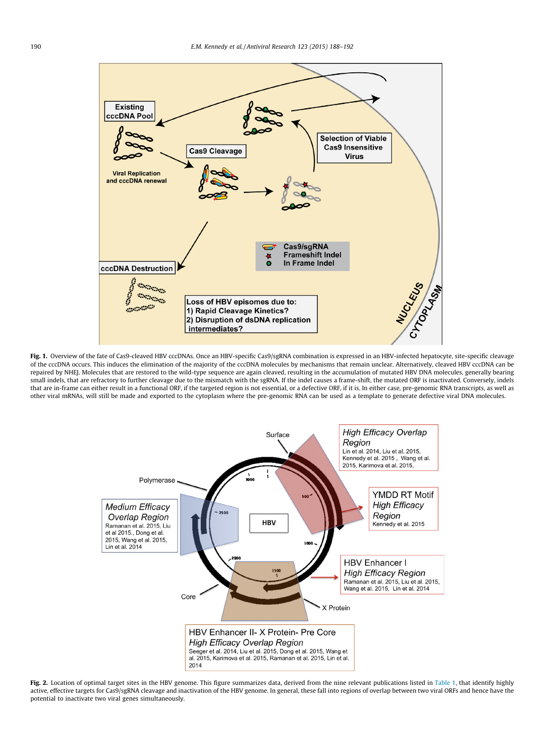**Fig. 1.** Overview of the fate of Cas9-cleaved HBV cccDNAs. Once an HBV-specific Cas9/sgRNA combination is expressed in an HBV-infected hepatocyte, site-specific cleavage of the cccDNA occurs. This induces the elimination of the majority of the cccDNA molecules by mechanisms that remain unclear. Alternatively, cleaved HBV cccDNA can be repaired by NHEJ. Molecules that are restored to the wild-type sequence are again cleaved, resulting in the accumulation of mutated HBV DNA molecules, generally bearing small indels, that are refractory to further cleavage due to the mismatch with the sgRNA. If the indel causes a frame-shift, the mutated ORF is inactivated. Conversely, indels that are in-frame can either result in a functional ORF, if the targeted region is not essential, or a defective ORF, if it is. In either case, pre-genomic RNA transcripts, as well as other viral mRNAs, will still be made and exported to the cytoplasm where the pre-genomic RNA can be used as a template to generate defective viral DNA molecules.

**Fig. 2.** Location of optimal target sites in the HBV genome. This figure summarizes data, derived from the nine relevant publications listed in Table 1, that identify highly active, effective targets for Cas9/sgRNA cleavage and inactivation of the HBV genome. In general, these fall into regions of overlap between two viral ORFs and hence have the potential to inactivate two viral genes simultaneously.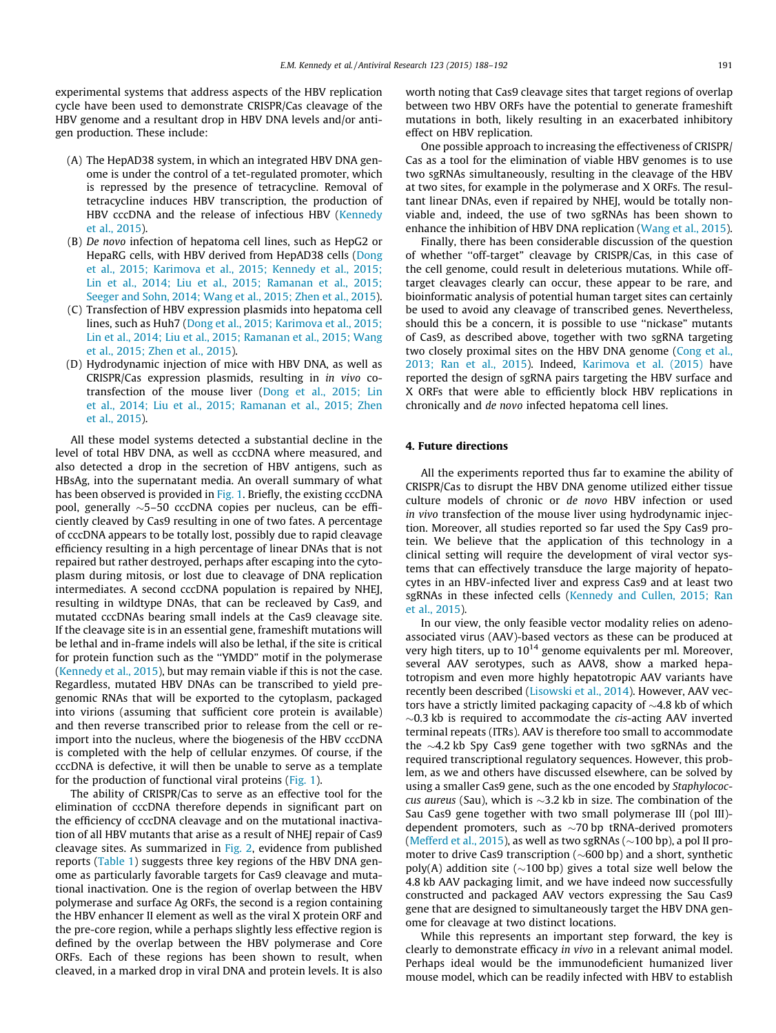experimental systems that address aspects of the HBV replication cycle have been used to demonstrate CRISPR/Cas cleavage of the HBV genome and a resultant drop in HBV DNA levels and/or antigen production. These include:

(A) The HepAD38 system, in which an integrated HBV DNA genome is under the control of a tet-regulated promoter, which is repressed by the presence of tetracycline. Removal of tetracycline induces HBV transcription, the production of HBV cccDNA and the release of infectious HBV (Kennedy et al., 2015).

(B) *De novo* infection of hepatoma cell lines, such as HepG2 or HepaRG cells, with HBV derived from HepAD38 cells (Dong et al., 2015; Karimova et al., 2015; Kennedy et al., 2015; Lin et al., 2014; Liu et al., 2015; Ramanan et al., 2015; Seeger and Sohn, 2014; Wang et al., 2015; Zhen et al., 2015).

(C) Transfection of HBV expression plasmids into hepatoma cell lines, such as Huh7 (Dong et al., 2015; Karimova et al., 2015; Lin et al., 2014; Liu et al., 2015; Ramanan et al., 2015; Wang et al., 2015; Zhen et al., 2015).

(D) Hydrodynamic injection of mice with HBV DNA, as well as CRISPR/Cas expression plasmids, resulting in *in vivo* co-transfection of the mouse liver (Dong et al., 2015; Lin et al., 2014; Liu et al., 2015; Ramanan et al., 2015; Zhen et al., 2015).

All these model systems detected a substantial decline in the level of total HBV DNA, as well as cccDNA where measured, and also detected a drop in the secretion of HBV antigens, such as HBsAg, into the supernatant media. An overall summary of what has been observed is provided in Fig. 1. Briefly, the existing cccDNA pool, generally ~5–50 cccDNA copies per nucleus, can be efficiently cleaved by Cas9 resulting in one of two fates. A percentage of cccDNA appears to be totally lost, possibly due to rapid cleavage efficiency resulting in a high percentage of linear DNAs that is not repaired but rather destroyed, perhaps after escaping into the cytoplasm during mitosis, or lost due to cleavage of DNA replication intermediates. A second cccDNA population is repaired by NHEJ, resulting in wildtype DNAs, that can be recleaved by Cas9, and mutated cccDNAs bearing small indels at the Cas9 cleavage site. If the cleavage site is in an essential gene, frameshift mutations will be lethal and in-frame indels will also be lethal, if the site is critical for protein function such as the "YMDD" motif in the polymerase (Kennedy et al., 2015), but may remain viable if this is not the case. Regardless, mutated HBV DNAs can be transcribed to yield pregenomic RNAs that will be exported to the cytoplasm, packaged into virions (assuming that sufficient core protein is available) and then reverse transcribed prior to release from the cell or re-import into the nucleus, where the biogenesis of the HBV cccDNA is completed with the help of cellular enzymes. Of course, if the cccDNA is defective, it will then be unable to serve as a template for the production of functional viral proteins (Fig. 1).

The ability of CRISPR/Cas to serve as an effective tool for the elimination of cccDNA therefore depends in significant part on the efficiency of cccDNA cleavage and on the mutational inactivation of all HBV mutants that arise as a result of NHEJ repair of Cas9 cleavage sites. As summarized in Fig. 2, evidence from published reports (Table 1) suggests three key regions of the HBV DNA genome as particularly favorable targets for Cas9 cleavage and mutational inactivation. One is the region of overlap between the HBV polymerase and surface Ag ORFs, the second is a region containing the HBV enhancer II element as well as the viral X protein ORF and the pre-core region, while a perhaps slightly less effective region is defined by the overlap between the HBV polymerase and Core ORFs. Each of these regions has been shown to result, when cleaved, in a marked drop in viral DNA and protein levels. It is also worth noting that Cas9 cleavage sites that target regions of overlap between two HBV ORFs have the potential to generate frameshift mutations in both, likely resulting in an exacerbated inhibitory effect on HBV replication.

One possible approach to increasing the effectiveness of CRISPR/Cas as a tool for the elimination of viable HBV genomes is to use two sgRNAs simultaneously, resulting in the cleavage of the HBV at two sites, for example in the polymerase and X ORFs. The resultant linear DNAs, even if repaired by NHEJ, would be totally non-viable and, indeed, the use of two sgRNAs has been shown to enhance the inhibition of HBV DNA replication (Wang et al., 2015).

Finally, there has been considerable discussion of the question of whether "off-target" cleavage by CRISPR/Cas, in this case of the cell genome, could result in deleterious mutations. While off-target cleavages clearly can occur, these appear to be rare, and bioinformatic analysis of potential human target sites can certainly be used to avoid any cleavage of transcribed genes. Nevertheless, should this be a concern, it is possible to use "nickase" mutants of Cas9, as described above, together with two sgRNA targeting two closely proximal sites on the HBV DNA genome (Cong et al., 2013; Ran et al., 2015). Indeed, Karimova et al. (2015) have reported the design of sgRNA pairs targeting the HBV surface and X ORFs that were able to efficiently block HBV replications in chronically and *de novo* infected hepatoma cell lines.

## 4. Future directions

All the experiments reported thus far to examine the ability of CRISPR/Cas to disrupt the HBV DNA genome utilized either tissue culture models of chronic or *de novo* HBV infection or used *in vivo* transfection of the mouse liver using hydrodynamic injection. Moreover, all studies reported so far used the Spy Cas9 protein. We believe that the application of this technology in a clinical setting will require the development of viral vector systems that can effectively transduce the large majority of hepatocytes in an HBV-infected liver and express Cas9 and at least two sgRNAs in these infected cells (Kennedy and Cullen, 2015; Ran et al., 2015).

In our view, the only feasible vector modality relies on adeno-associated virus (AAV)-based vectors as these can be produced at very high titers, up to $10^{14}$ genome equivalents per ml. Moreover, several AAV serotypes, such as AAV8, show a marked hepatotropism and even more highly hepatotropic AAV variants have recently been described (Lisowski et al., 2014). However, AAV vectors have a strictly limited packaging capacity of ~4.8 kb of which ~0.3 kb is required to accommodate the *cis*-acting AAV inverted terminal repeats (ITRs). AAV is therefore too small to accommodate the ~4.2 kb Spy Cas9 gene together with two sgRNAs and the required transcriptional regulatory sequences. However, this problem, as we and others have discussed elsewhere, can be solved by using a smaller Cas9 gene, such as the one encoded by *Staphylococcus aureus* (Sau), which is ~3.2 kb in size. The combination of the Sau Cas9 gene together with two small polymerase III (pol III)-dependent promoters, such as ~70 bp tRNA-derived promoters (Mefferd et al., 2015), as well as two sgRNAs (~100 bp), a pol II promoter to drive Cas9 transcription (~600 bp) and a short, synthetic poly(A) addition site (~100 bp) gives a total size well below the 4.8 kb AAV packaging limit, and we have indeed now successfully constructed and packaged AAV vectors expressing the Sau Cas9 gene that are designed to simultaneously target the HBV DNA genome for cleavage at two distinct locations.

While this represents an important step forward, the key is clearly to demonstrate efficacy *in vivo* in a relevant animal model. Perhaps ideal would be the immunodeficient humanized liver mouse model, which can be readily infected with HBV to establish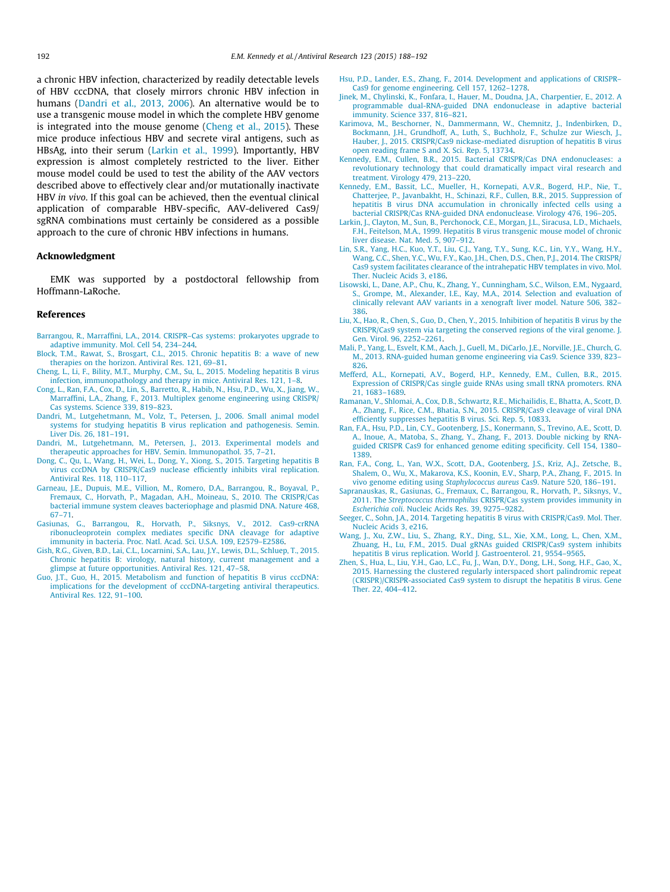a chronic HBV infection, characterized by readily detectable levels of HBV cccDNA, that closely mirrors chronic HBV infection in humans (Dandri et al., 2013, 2006). An alternative would be to use a transgenic mouse model in which the complete HBV genome is integrated into the mouse genome (Cheng et al., 2015). These mice produce infectious HBV and secrete viral antigens, such as HBsAg, into their serum (Larkin et al., 1999). Importantly, HBV expression is almost completely restricted to the liver. Either mouse model could be used to test the ability of the AAV vectors described above to effectively clear and/or mutationally inactivate HBV *in vivo*. If this goal can be achieved, then the eventual clinical application of comparable HBV-specific, AAV-delivered Cas9/sgRNA combinations must certainly be considered as a possible approach to the cure of chronic HBV infections in humans.

## Acknowledgment

EMK was supported by a postdoctoral fellowship from Hoffmann-LaRoche.

## References

Barrangou, R., Marraffini, L.A., 2014. CRISPR–Cas systems: prokaryotes upgrade to adaptive immunity. Mol. Cell 54, 234–244.

Block, T.M., Rawat, S., Brosgart, C.L., 2015. Chronic hepatitis B: a wave of new therapies on the horizon. Antiviral Res. 121, 69–81.

Cheng, L., Li, F., Bility, M.T., Murphy, C.M., Su, L., 2015. Modeling hepatitis B virus infection, immunopathology and therapy in mice. Antiviral Res. 121, 1–8.

Cong, L., Ran, F.A., Cox, D., Lin, S., Barretto, R., Habib, N., Hsu, P.D., Wu, X., Jiang, W., Marraffini, L.A., Zhang, F., 2013. Multiplex genome engineering using CRISPR/Cas systems. Science 339, 819–823.

Dandri, M., Lutgehetmann, M., Volz, T., Petersen, J., 2006. Small animal model systems for studying hepatitis B virus replication and pathogenesis. Semin. Liver Dis. 26, 181–191.

Dandri, M., Lutgehetmann, M., Petersen, J., 2013. Experimental models and therapeutic approaches for HBV. Semin. Immunopathol. 35, 7–21.

Dong, C., Qu, L., Wang, H., Wei, L., Dong, Y., Xiong, S., 2015. Targeting hepatitis B virus cccDNA by CRISPR/Cas9 nuclease efficiently inhibits viral replication. Antiviral Res. 118, 110–117.

Garneau, J.E., Dupuis, M.E., Villion, M., Romero, D.A., Barrangou, R., Boyaval, P., Fremaux, C., Horvath, P., Magadan, A.H., Moineau, S., 2010. The CRISPR/Cas bacterial immune system cleaves bacteriophage and plasmid DNA. Nature 468, 67–71.

Gasiunas, G., Barrangou, R., Horvath, P., Siksnys, V., 2012. Cas9-crRNA ribonucleoprotein complex mediates specific DNA cleavage for adaptive immunity in bacteria. Proc. Natl. Acad. Sci. U.S.A. 109, E2579–E2586.

Gish, R.G., Given, B.D., Lai, C.L., Locarnini, S.A., Lau, J.Y., Lewis, D.L., Schluep, T., 2015. Chronic hepatitis B: virology, natural history, current management and a glimpse at future opportunities. Antiviral Res. 121, 47–58.

Guo, J.T., Guo, H., 2015. Metabolism and function of hepatitis B virus cccDNA: implications for the development of cccDNA-targeting antiviral therapeutics. Antiviral Res. 122, 91–100.

Hsu, P.D., Lander, E.S., Zhang, F., 2014. Development and applications of CRISPR–Cas9 for genome engineering. Cell 157, 1262–1278.

Jinek, M., Chylinski, K., Fonfara, I., Hauer, M., Doudna, J.A., Charpentier, E., 2012. A programmable dual-RNA-guided DNA endonuclease in adaptive bacterial immunity. Science 337, 816–821.

Karimova, M., Beschorner, N., Dammermann, W., Chemnitz, J., Indenbirken, D., Bockmann, J.H., Grundhoff, A., Luth, S., Buchholz, F., Schulze zur Wiesch, J., Hauber, J., 2015. CRISPR/Cas9 nickase-mediated disruption of hepatitis B virus open reading frame S and X. Sci. Rep. 5, 13734.

Kennedy, E.M., Cullen, B.R., 2015. Bacterial CRISPR/Cas DNA endonucleases: a revolutionary technology that could dramatically impact viral research and treatment. Virology 479, 213–220.

Kennedy, E.M., Bassit, L.C., Mueller, H., Kornepati, A.V.R., Bogerd, H.P., Nie, T., Chatterjee, P., Javanbakht, H., Schinazi, R.F., Cullen, B.R., 2015. Suppression of hepatitis B virus DNA accumulation in chronically infected cells using a bacterial CRISPR/Cas RNA-guided DNA endonuclease. Virology 476, 196–205.

Larkin, J., Clayton, M., Sun, B., Perchonock, C.E., Morgan, J.L., Siracusa, L.D., Michaels, F.H., Feitelson, M.A., 1999. Hepatitis B virus transgenic mouse model of chronic liver disease. Nat. Med. 5, 907–912.

Lin, S.R., Yang, H.C., Kuo, Y.T., Liu, C.J., Yang, T.Y., Sung, K.C., Lin, Y.Y., Wang, H.Y., Wang, C.C., Shen, Y.C., Wu, F.Y., Kao, J.H., Chen, D.S., Chen, P.J., 2014. The CRISPR/Cas9 system facilitates clearance of the intrahepatic HBV templates in vivo. Mol. Ther. Nucleic Acids 3, e186.

Lisowski, L., Dane, A.P., Chu, K., Zhang, Y., Cunningham, S.C., Wilson, E.M., Nygaard, S., Grompe, M., Alexander, I.E., Kay, M.A., 2014. Selection and evaluation of clinically relevant AAV variants in a xenograft liver model. Nature 506, 382–386.

Liu, X., Hao, R., Chen, S., Guo, D., Chen, Y., 2015. Inhibition of hepatitis B virus by the CRISPR/Cas9 system via targeting the conserved regions of the viral genome. J. Gen. Virol. 96, 2252–2261.

Mali, P., Yang, L., Esvelt, K.M., Aach, J., Guell, M., DiCarlo, J.E., Norville, J.E., Church, G.M., 2013. RNA-guided human genome engineering via Cas9. Science 339, 823–826.

Mefferd, A.L., Kornepati, A.V., Bogerd, H.P., Kennedy, E.M., Cullen, B.R., 2015. Expression of CRISPR/Cas single guide RNAs using small tRNA promoters. RNA 21, 1683–1689.

Ramanan, V., Shlomai, A., Cox, D.B., Schwartz, R.E., Michailidis, E., Bhatta, A., Scott, D.A., Zhang, F., Rice, C.M., Bhatia, S.N., 2015. CRISPR/Cas9 cleavage of viral DNA efficiently suppresses hepatitis B virus. Sci. Rep. 5, 10833.

Ran, F.A., Hsu, P.D., Lin, C.Y., Gootenberg, J.S., Konermann, S., Trevino, A.E., Scott, D.A., Inoue, A., Matoba, S., Zhang, Y., Zhang, F., 2013. Double nicking by RNA-guided CRISPR Cas9 for enhanced genome editing specificity. Cell 154, 1380–1389.

Ran, F.A., Cong, L., Yan, W.X., Scott, D.A., Gootenberg, J.S., Kriz, A.J., Zetsche, B., Shalem, O., Wu, X., Makarova, K.S., Koonin, E.V., Sharp, P.A., Zhang, F., 2015. In vivo genome editing using *Staphylococcus aureus* Cas9. Nature 520, 186–191.

Sapranauskas, R., Gasiunas, G., Fremaux, C., Barrangou, R., Horvath, P., Siksnys, V., 2011. The *Streptococcus thermophilus* CRISPR/Cas system provides immunity in *Escherichia coli*. Nucleic Acids Res. 39, 9275–9282.

Seeger, C., Sohn, J.A., 2014. Targeting hepatitis B virus with CRISPR/Cas9. Mol. Ther. Nucleic Acids 3, e216.

Wang, J., Xu, Z.W., Liu, S., Zhang, R.Y., Ding, S.L., Xie, X.M., Long, L., Chen, X.M., Zhuang, H., Lu, F.M., 2015. Dual gRNAs guided CRISPR/Cas9 system inhibits hepatitis B virus replication. World J. Gastroenterol. 21, 9554–9565.

Zhen, S., Hua, L., Liu, Y.H., Gao, L.C., Fu, J., Wan, D.Y., Dong, L.H., Song, H.F., Gao, X., 2015. Harnessing the clustered regularly interspaced short palindromic repeat (CRISPR)/CRISPR-associated Cas9 system to disrupt the hepatitis B virus. Gene Ther. 22, 404–412.